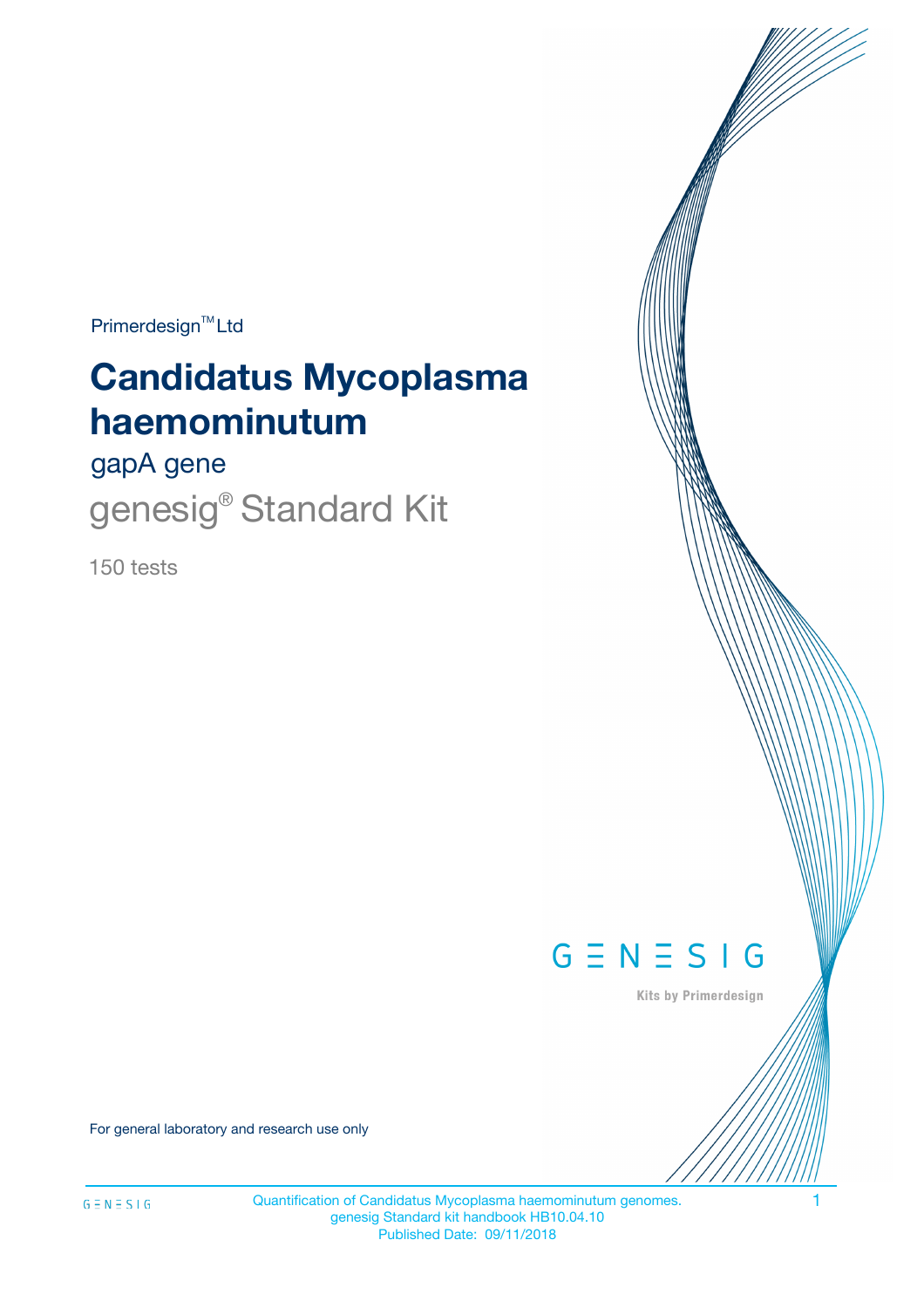Primerdesign™ Ltd

# Candidatus Mycoplasma haemominutum

gapA gene

## genesig® Standard Kit

150 tests

GENESIG

Kits by Primerdesign

For general laboratory and research use only

Quantification of Candidatus Mycoplasma haemominutum genomes.
genesig Standard kit handbook HB10.04.10
Published Date: 09/11/2018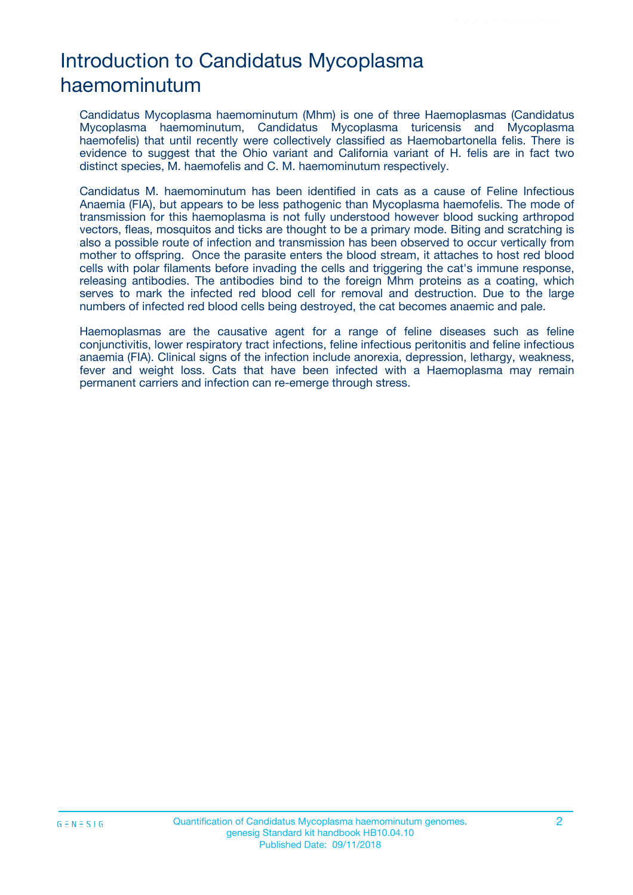# Introduction to Candidatus Mycoplasma haemominutum

Candidatus Mycoplasma haemominutum (Mhm) is one of three Haemoplasmas (Candidatus Mycoplasma haemominutum, Candidatus Mycoplasma turicensis and Mycoplasma haemofelis) that until recently were collectively classified as Haemobartonella felis. There is evidence to suggest that the Ohio variant and California variant of H. felis are in fact two distinct species, M. haemofelis and C. M. haemominutum respectively.

Candidatus M. haemominutum has been identified in cats as a cause of Feline Infectious Anaemia (FIA), but appears to be less pathogenic than Mycoplasma haemofelis. The mode of transmission for this haemoplasma is not fully understood however blood sucking arthropod vectors, fleas, mosquitos and ticks are thought to be a primary mode. Biting and scratching is also a possible route of infection and transmission has been observed to occur vertically from mother to offspring. Once the parasite enters the blood stream, it attaches to host red blood cells with polar filaments before invading the cells and triggering the cat's immune response, releasing antibodies. The antibodies bind to the foreign Mhm proteins as a coating, which serves to mark the infected red blood cell for removal and destruction. Due to the large numbers of infected red blood cells being destroyed, the cat becomes anaemic and pale.

Haemoplasmas are the causative agent for a range of feline diseases such as feline conjunctivitis, lower respiratory tract infections, feline infectious peritonitis and feline infectious anaemia (FIA). Clinical signs of the infection include anorexia, depression, lethargy, weakness, fever and weight loss. Cats that have been infected with a Haemoplasma may remain permanent carriers and infection can re-emerge through stress.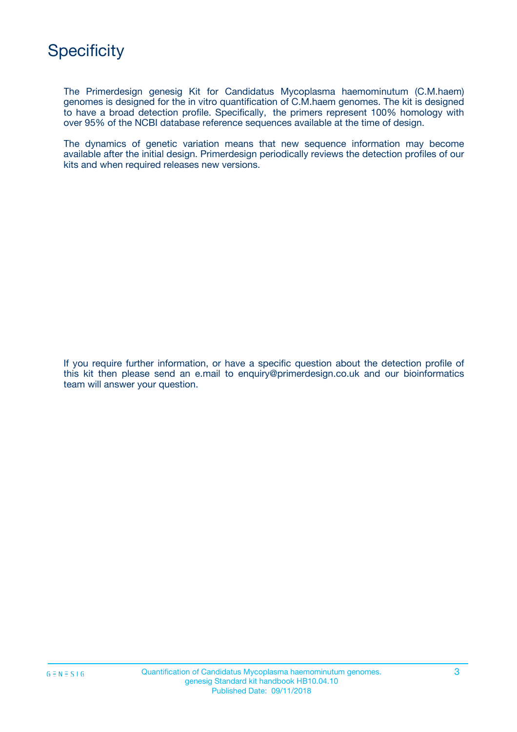# Specificity

The Primerdesign genesig Kit for Candidatus Mycoplasma haemominutum (C.M.haem) genomes is designed for the in vitro quantification of C.M.haem genomes. The kit is designed to have a broad detection profile. Specifically, the primers represent 100% homology with over 95% of the NCBI database reference sequences available at the time of design.

The dynamics of genetic variation means that new sequence information may become available after the initial design. Primerdesign periodically reviews the detection profiles of our kits and when required releases new versions.

If you require further information, or have a specific question about the detection profile of this kit then please send an e.mail to enquiry@primerdesign.co.uk and our bioinformatics team will answer your question.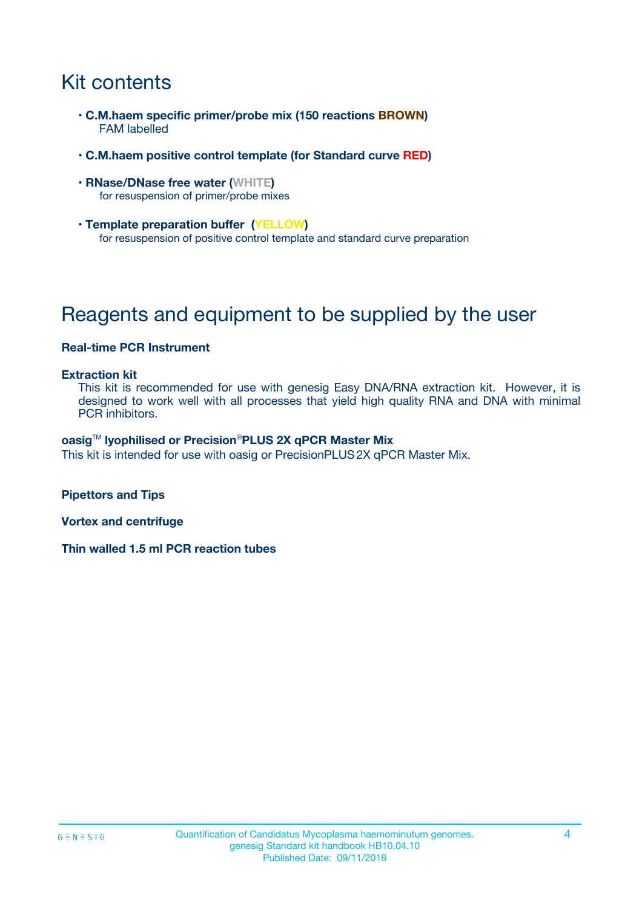# Kit contents

- **C.M.haem specific primer/probe mix (150 reactions BROWN)**
  FAM labelled
- **C.M.haem positive control template (for Standard curve RED)**
- **RNase/DNase free water (WHITE)**
  for resuspension of primer/probe mixes
- **Template preparation buffer (YELLOW)**
  for resuspension of positive control template and standard curve preparation

# Reagents and equipment to be supplied by the user

**Real-time PCR Instrument**

**Extraction kit**
This kit is recommended for use with genesig Easy DNA/RNA extraction kit. However, it is designed to work well with all processes that yield high quality RNA and DNA with minimal PCR inhibitors.

**oasig™ lyophilised or Precision®PLUS 2X qPCR Master Mix**
This kit is intended for use with oasig or PrecisionPLUS 2X qPCR Master Mix.

**Pipettors and Tips**

**Vortex and centrifuge**

**Thin walled 1.5 ml PCR reaction tubes**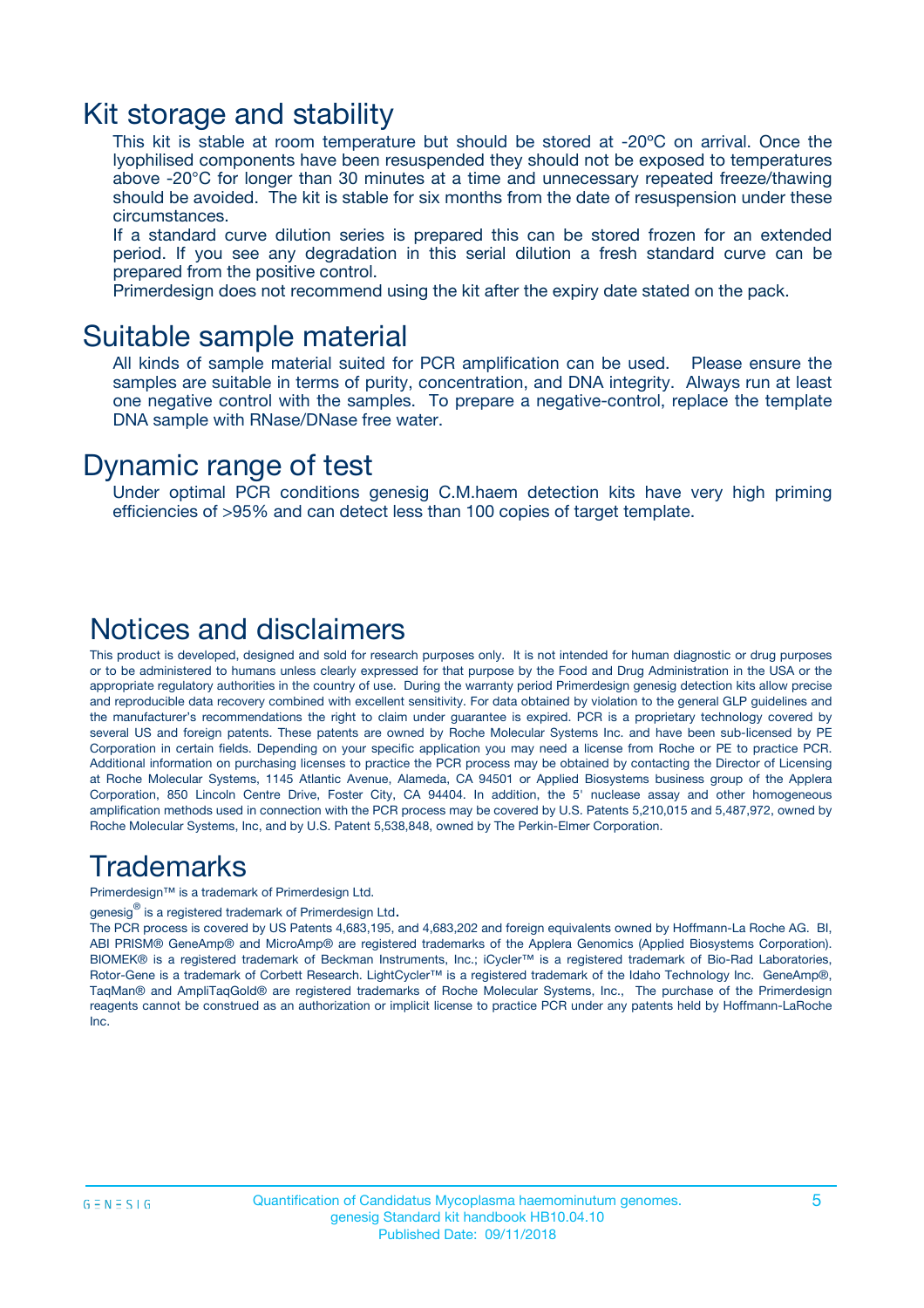# Kit storage and stability

This kit is stable at room temperature but should be stored at -20ºC on arrival. Once the lyophilised components have been resuspended they should not be exposed to temperatures above -20°C for longer than 30 minutes at a time and unnecessary repeated freeze/thawing should be avoided. The kit is stable for six months from the date of resuspension under these circumstances.

If a standard curve dilution series is prepared this can be stored frozen for an extended period. If you see any degradation in this serial dilution a fresh standard curve can be prepared from the positive control.

Primerdesign does not recommend using the kit after the expiry date stated on the pack.

# Suitable sample material

All kinds of sample material suited for PCR amplification can be used. Please ensure the samples are suitable in terms of purity, concentration, and DNA integrity. Always run at least one negative control with the samples. To prepare a negative-control, replace the template DNA sample with RNase/DNase free water.

# Dynamic range of test

Under optimal PCR conditions genesig C.M.haem detection kits have very high priming efficiencies of >95% and can detect less than 100 copies of target template.

# Notices and disclaimers

This product is developed, designed and sold for research purposes only. It is not intended for human diagnostic or drug purposes or to be administered to humans unless clearly expressed for that purpose by the Food and Drug Administration in the USA or the appropriate regulatory authorities in the country of use. During the warranty period Primerdesign genesig detection kits allow precise and reproducible data recovery combined with excellent sensitivity. For data obtained by violation to the general GLP guidelines and the manufacturer's recommendations the right to claim under guarantee is expired. PCR is a proprietary technology covered by several US and foreign patents. These patents are owned by Roche Molecular Systems Inc. and have been sub-licensed by PE Corporation in certain fields. Depending on your specific application you may need a license from Roche or PE to practice PCR. Additional information on purchasing licenses to practice the PCR process may be obtained by contacting the Director of Licensing at Roche Molecular Systems, 1145 Atlantic Avenue, Alameda, CA 94501 or Applied Biosystems business group of the Applera Corporation, 850 Lincoln Centre Drive, Foster City, CA 94404. In addition, the 5' nuclease assay and other homogeneous amplification methods used in connection with the PCR process may be covered by U.S. Patents 5,210,015 and 5,487,972, owned by Roche Molecular Systems, Inc, and by U.S. Patent 5,538,848, owned by The Perkin-Elmer Corporation.

# Trademarks

Primerdesign™ is a trademark of Primerdesign Ltd.

genesig® is a registered trademark of Primerdesign Ltd.

The PCR process is covered by US Patents 4,683,195, and 4,683,202 and foreign equivalents owned by Hoffmann-La Roche AG. BI, ABI PRISM® GeneAmp® and MicroAmp® are registered trademarks of the Applera Genomics (Applied Biosystems Corporation). BIOMEK® is a registered trademark of Beckman Instruments, Inc.; iCycler™ is a registered trademark of Bio-Rad Laboratories, Rotor-Gene is a trademark of Corbett Research. LightCycler™ is a registered trademark of the Idaho Technology Inc. GeneAmp®, TaqMan® and AmpliTaqGold® are registered trademarks of Roche Molecular Systems, Inc., The purchase of the Primerdesign reagents cannot be construed as an authorization or implicit license to practice PCR under any patents held by Hoffmann-LaRoche Inc.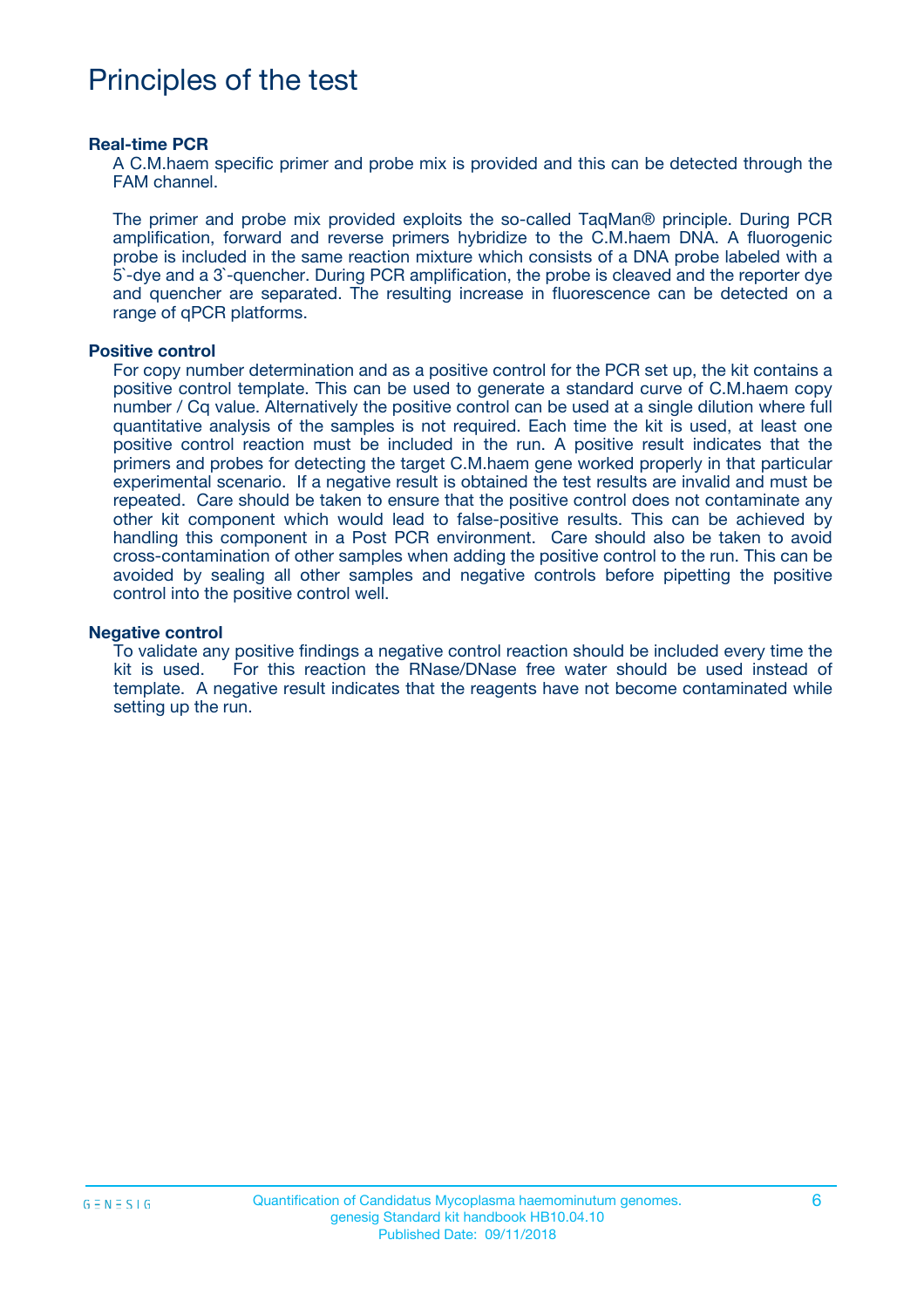# Principles of the test

### Real-time PCR

A C.M.haem specific primer and probe mix is provided and this can be detected through the FAM channel.

The primer and probe mix provided exploits the so-called TaqMan® principle. During PCR amplification, forward and reverse primers hybridize to the C.M.haem DNA. A fluorogenic probe is included in the same reaction mixture which consists of a DNA probe labeled with a 5`-dye and a 3`-quencher. During PCR amplification, the probe is cleaved and the reporter dye and quencher are separated. The resulting increase in fluorescence can be detected on a range of qPCR platforms.

### Positive control

For copy number determination and as a positive control for the PCR set up, the kit contains a positive control template. This can be used to generate a standard curve of C.M.haem copy number / Cq value. Alternatively the positive control can be used at a single dilution where full quantitative analysis of the samples is not required. Each time the kit is used, at least one positive control reaction must be included in the run. A positive result indicates that the primers and probes for detecting the target C.M.haem gene worked properly in that particular experimental scenario. If a negative result is obtained the test results are invalid and must be repeated. Care should be taken to ensure that the positive control does not contaminate any other kit component which would lead to false-positive results. This can be achieved by handling this component in a Post PCR environment. Care should also be taken to avoid cross-contamination of other samples when adding the positive control to the run. This can be avoided by sealing all other samples and negative controls before pipetting the positive control into the positive control well.

### Negative control

To validate any positive findings a negative control reaction should be included every time the kit is used. For this reaction the RNase/DNase free water should be used instead of template. A negative result indicates that the reagents have not become contaminated while setting up the run.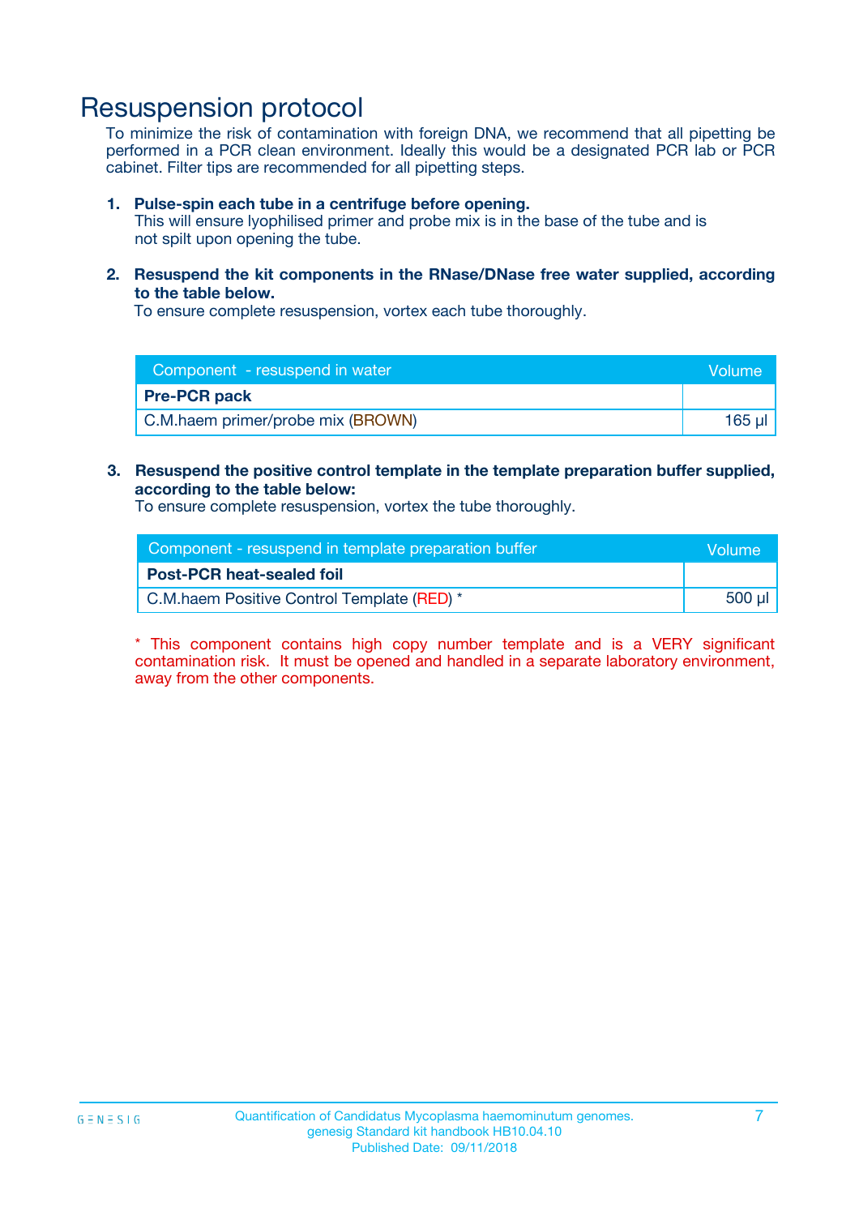# Resuspension protocol

To minimize the risk of contamination with foreign DNA, we recommend that all pipetting be performed in a PCR clean environment. Ideally this would be a designated PCR lab or PCR cabinet. Filter tips are recommended for all pipetting steps.

1. **Pulse-spin each tube in a centrifuge before opening.**
   This will ensure lyophilised primer and probe mix is in the base of the tube and is not spilt upon opening the tube.

2. **Resuspend the kit components in the RNase/DNase free water supplied, according to the table below.**
   To ensure complete resuspension, vortex each tube thoroughly.

| Component - resuspend in water | Volume |
|---|---|
| **Pre-PCR pack** | |
| C.M.haem primer/probe mix (BROWN) | 165 µl |

3. **Resuspend the positive control template in the template preparation buffer supplied, according to the table below:**
   To ensure complete resuspension, vortex the tube thoroughly.

| Component - resuspend in template preparation buffer | Volume |
|---|---|
| **Post-PCR heat-sealed foil** | |
| C.M.haem Positive Control Template (RED) * | 500 µl |

* This component contains high copy number template and is a VERY significant contamination risk. It must be opened and handled in a separate laboratory environment, away from the other components.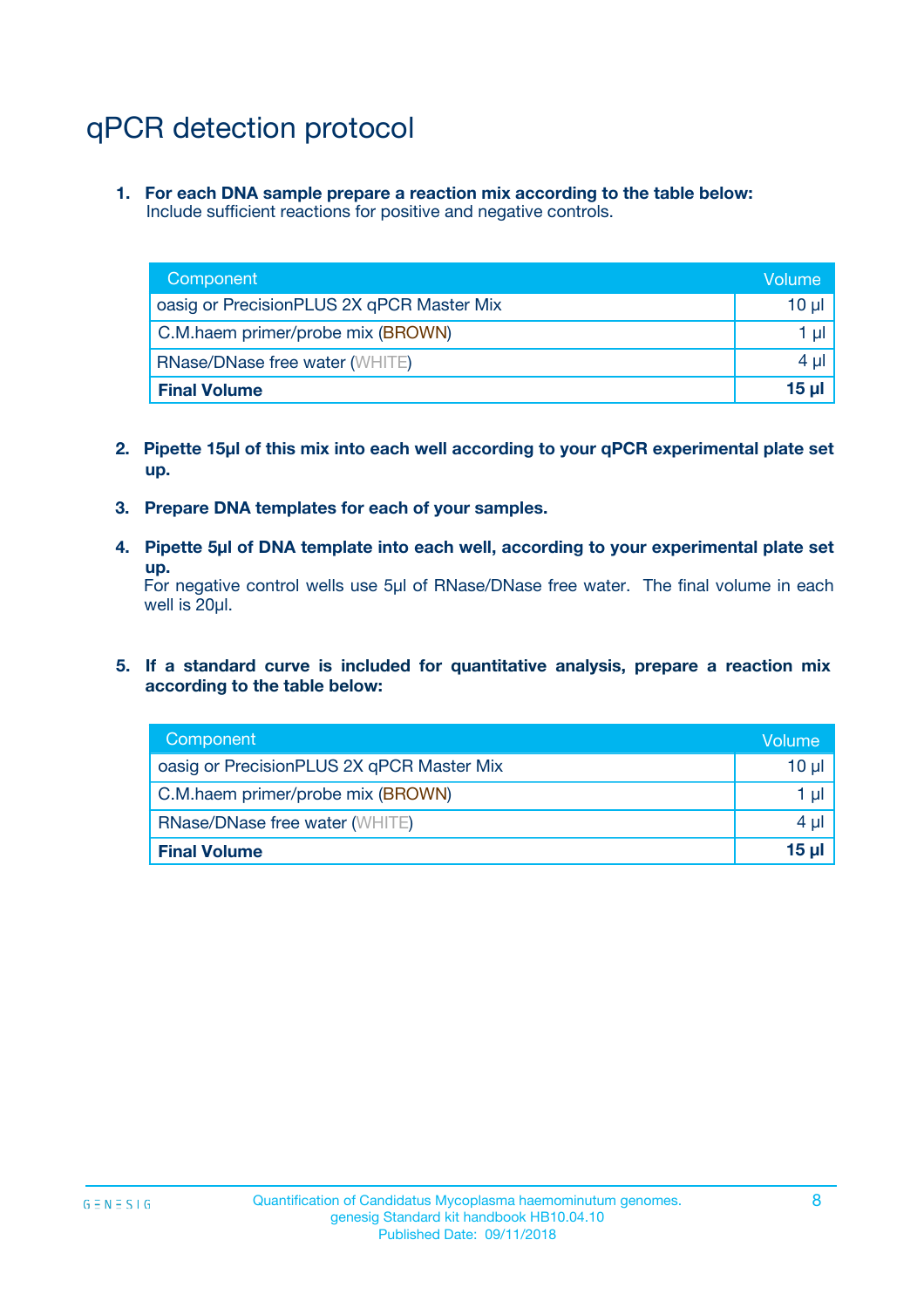# qPCR detection protocol

1. **For each DNA sample prepare a reaction mix according to the table below:**
   Include sufficient reactions for positive and negative controls.

| Component | Volume |
|---|---|
| oasig or PrecisionPLUS 2X qPCR Master Mix | 10 µl |
| C.M.haem primer/probe mix (BROWN) | 1 µl |
| RNase/DNase free water (WHITE) | 4 µl |
| **Final Volume** | **15 µl** |

2. **Pipette 15µl of this mix into each well according to your qPCR experimental plate set up.**

3. **Prepare DNA templates for each of your samples.**

4. **Pipette 5µl of DNA template into each well, according to your experimental plate set up.**
   For negative control wells use 5µl of RNase/DNase free water. The final volume in each well is 20µl.

5. **If a standard curve is included for quantitative analysis, prepare a reaction mix according to the table below:**

| Component | Volume |
|---|---|
| oasig or PrecisionPLUS 2X qPCR Master Mix | 10 µl |
| C.M.haem primer/probe mix (BROWN) | 1 µl |
| RNase/DNase free water (WHITE) | 4 µl |
| **Final Volume** | **15 µl** |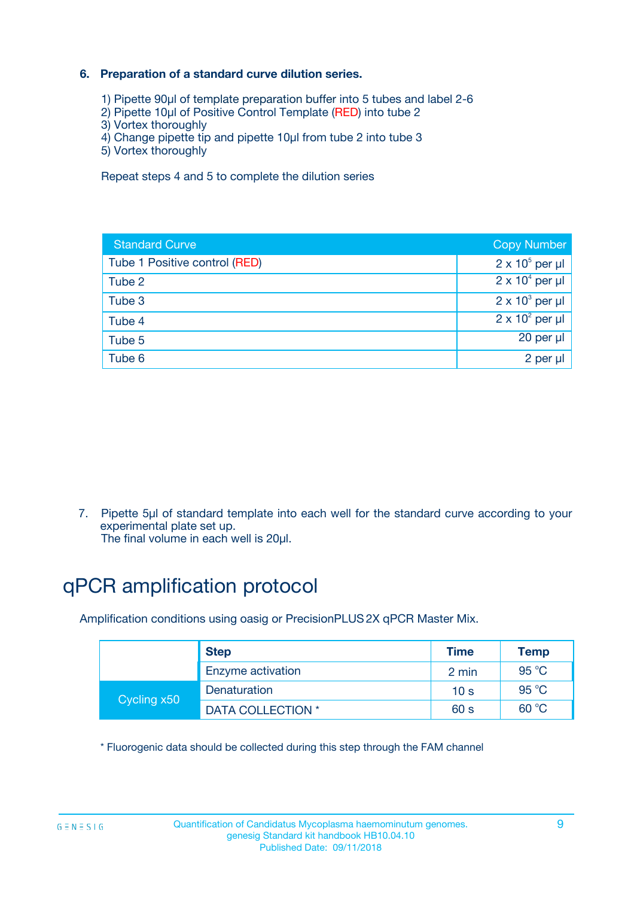### 6. Preparation of a standard curve dilution series.

1) Pipette 90µl of template preparation buffer into 5 tubes and label 2-6
2) Pipette 10µl of Positive Control Template (RED) into tube 2
3) Vortex thoroughly
4) Change pipette tip and pipette 10µl from tube 2 into tube 3
5) Vortex thoroughly

Repeat steps 4 and 5 to complete the dilution series

| Standard Curve | Copy Number |
|---|---|
| Tube 1 Positive control (RED) | $2 \times 10^5$ per µl |
| Tube 2 | $2 \times 10^4$ per µl |
| Tube 3 | $2 \times 10^3$ per µl |
| Tube 4 | $2 \times 10^2$ per µl |
| Tube 5 | 20 per µl |
| Tube 6 | 2 per µl |

7. Pipette 5µl of standard template into each well for the standard curve according to your experimental plate set up.
The final volume in each well is 20µl.

# qPCR amplification protocol

Amplification conditions using oasig or PrecisionPLUS 2X qPCR Master Mix.

| | Step | Time | Temp |
|---|---|---|---|
| | Enzyme activation | 2 min | 95 °C |
| Cycling x50 | Denaturation | 10 s | 95 °C |
| | DATA COLLECTION * | 60 s | 60 °C |

* Fluorogenic data should be collected during this step through the FAM channel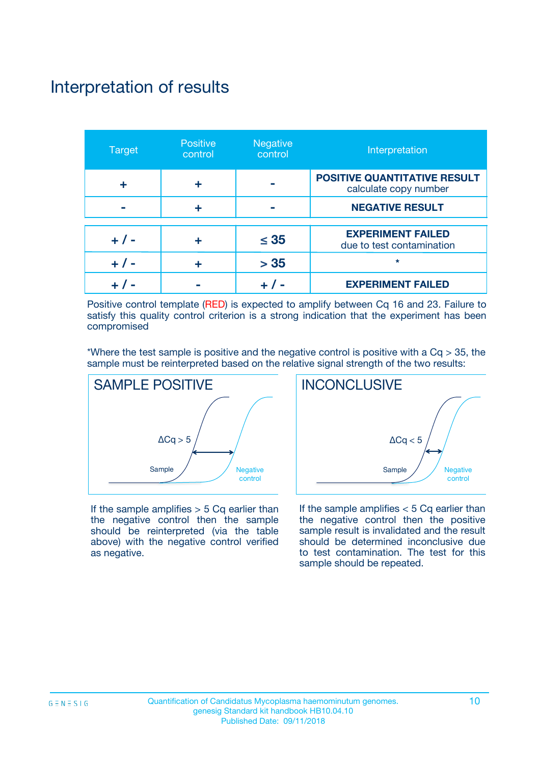# Interpretation of results

| Target | Positive control | Negative control | Interpretation |
|---|---|---|---|
| + | + | - | **POSITIVE QUANTITATIVE RESULT** calculate copy number |
| - | + | - | **NEGATIVE RESULT** |
| + / - | + | ≤ 35 | **EXPERIMENT FAILED** due to test contamination |
| + / - | + | > 35 | * |
| + / - | - | + / - | **EXPERIMENT FAILED** |

Positive control template (RED) is expected to amplify between Cq 16 and 23. Failure to satisfy this quality control criterion is a strong indication that the experiment has been compromised

*Where the test sample is positive and the negative control is positive with a Cq > 35, the sample must be reinterpreted based on the relative signal strength of the two results:

## SAMPLE POSITIVE

ΔCq > 5

Sample

Negative control

If the sample amplifies > 5 Cq earlier than the negative control then the sample should be reinterpreted (via the table above) with the negative control verified as negative.

## INCONCLUSIVE

ΔCq < 5

Sample

Negative control

If the sample amplifies < 5 Cq earlier than the negative control then the positive sample result is invalidated and the result should be determined inconclusive due to test contamination. The test for this sample should be repeated.